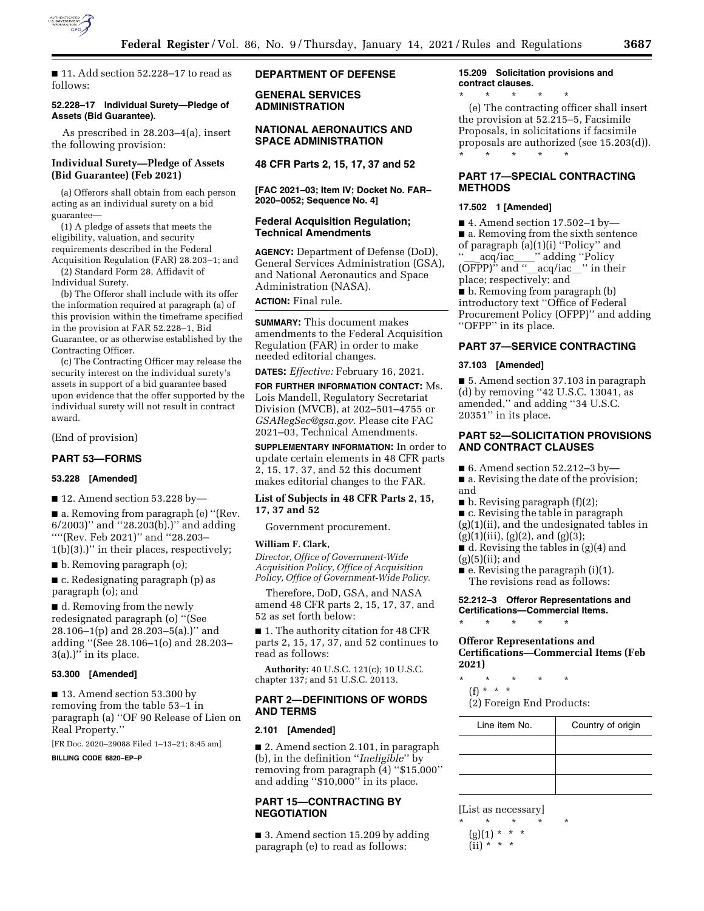■ 11. Add section 52.228–17 to read as follows:

**52.228–17 Individual Surety—Pledge of Assets (Bid Guarantee).**

As prescribed in 28.203–4(a), insert the following provision:

**Individual Surety—Pledge of Assets (Bid Guarantee) (Feb 2021)**

(a) Offerors shall obtain from each person acting as an individual surety on a bid guarantee—

(1) A pledge of assets that meets the eligibility, valuation, and security requirements described in the Federal Acquisition Regulation (FAR) 28.203–1; and

(2) Standard Form 28, Affidavit of Individual Surety.

(b) The Offeror shall include with its offer the information required at paragraph (a) of this provision within the timeframe specified in the provision at FAR 52.228–1, Bid Guarantee, or as otherwise established by the Contracting Officer.

(c) The Contracting Officer may release the security interest on the individual surety's assets in support of a bid guarantee based upon evidence that the offer supported by the individual surety will not result in contract award.

(End of provision)

## PART 53—FORMS

**53.228 [Amended]**

■ 12. Amend section 53.228 by—

■ a. Removing from paragraph (e) ''(Rev. 6/2003)'' and ''28.203(b).)'' and adding '''(Rev. Feb 2021)'' and ''28.203–1(b)(3).)'' in their places, respectively;

■ b. Removing paragraph (o);

■ c. Redesignating paragraph (p) as paragraph (o); and

■ d. Removing from the newly redesignated paragraph (o) ''(See 28.106–1(p) and 28.203–5(a).)'' and adding ''(See 28.106–1(o) and 28.203–3(a).)'' in its place.

**53.300 [Amended]**

■ 13. Amend section 53.300 by removing from the table 53–1 in paragraph (a) ''OF 90 Release of Lien on Real Property.''

[FR Doc. 2020–29088 Filed 1–13–21; 8:45 am]

**BILLING CODE 6820–EP–P**

## DEPARTMENT OF DEFENSE

## GENERAL SERVICES ADMINISTRATION

## NATIONAL AERONAUTICS AND SPACE ADMINISTRATION

**48 CFR Parts 2, 15, 17, 37 and 52**

**[FAC 2021–03; Item IV; Docket No. FAR–2020–0052; Sequence No. 4]**

## Federal Acquisition Regulation; Technical Amendments

**AGENCY:** Department of Defense (DoD), General Services Administration (GSA), and National Aeronautics and Space Administration (NASA).

**ACTION:** Final rule.

**SUMMARY:** This document makes amendments to the Federal Acquisition Regulation (FAR) in order to make needed editorial changes.

**DATES:** *Effective:* February 16, 2021.

**FOR FURTHER INFORMATION CONTACT:** Ms. Lois Mandell, Regulatory Secretariat Division (MVCB), at 202–501–4755 or *GSARegSec@gsa.gov.* Please cite FAC 2021–03, Technical Amendments.

**SUPPLEMENTARY INFORMATION:** In order to update certain elements in 48 CFR parts 2, 15, 17, 37, and 52 this document makes editorial changes to the FAR.

### List of Subjects in 48 CFR Parts 2, 15, 17, 37 and 52

Government procurement.

**William F. Clark,**

*Director, Office of Government-Wide Acquisition Policy, Office of Acquisition Policy, Office of Government-Wide Policy.*

Therefore, DoD, GSA, and NASA amend 48 CFR parts 2, 15, 17, 37, and 52 as set forth below:

■ 1. The authority citation for 48 CFR parts 2, 15, 17, 37, and 52 continues to read as follows:

**Authority:** 40 U.S.C. 121(c); 10 U.S.C. chapter 137; and 51 U.S.C. 20113.

## PART 2—DEFINITIONS OF WORDS AND TERMS

**2.101 [Amended]**

■ 2. Amend section 2.101, in paragraph (b), in the definition ''*Ineligible*'' by removing from paragraph (4) ''$15,000'' and adding ''$10,000'' in its place.

## PART 15—CONTRACTING BY NEGOTIATION

■ 3. Amend section 15.209 by adding paragraph (e) to read as follows:

**15.209 Solicitation provisions and contract clauses.**

\* \* \* \* \*

(e) The contracting officer shall insert the provision at 52.215–5, Facsimile Proposals, in solicitations if facsimile proposals are authorized (see 15.203(d)).

\* \* \* \* \*

## PART 17—SPECIAL CONTRACTING METHODS

**17.502 1 [Amended]**

■ 4. Amend section 17.502–1 by—

■ a. Removing from the sixth sentence of paragraph (a)(1)(i) ''Policy'' and ''\_\_acq/iac\_\_\_\_'' adding ''Policy (OFPP)'' and ''\_\_acq/iac\_\_'' in their place; respectively; and

■ b. Removing from paragraph (b) introductory text ''Office of Federal Procurement Policy (OFPP)'' and adding ''OFPP'' in its place.

## PART 37—SERVICE CONTRACTING

**37.103 [Amended]**

■ 5. Amend section 37.103 in paragraph (d) by removing ''42 U.S.C. 13041, as amended,'' and adding ''34 U.S.C. 20351'' in its place.

## PART 52—SOLICITATION PROVISIONS AND CONTRACT CLAUSES

■ 6. Amend section 52.212–3 by—

■ a. Revising the date of the provision; and

■ b. Revising paragraph (f)(2);

■ c. Revising the table in paragraph (g)(1)(ii), and the undesignated tables in (g)(1)(iii), (g)(2), and (g)(3);

■ d. Revising the tables in (g)(4) and (g)(5)(ii); and

■ e. Revising the paragraph (i)(1).

The revisions read as follows:

**52.212–3 Offeror Representations and Certifications—Commercial Items.**

\* \* \* \* \*

**Offeror Representations and Certifications—Commercial Items (Feb 2021)**

\* \* \* \* \*

(f) \* \* \*

(2) Foreign End Products:

| Line item No. | Country of origin |
|---|---|
| | |
| | |
| | |

[List as necessary]

\* \* \* \* \*

(g)(1) \* \* \*

(ii) \* \* \*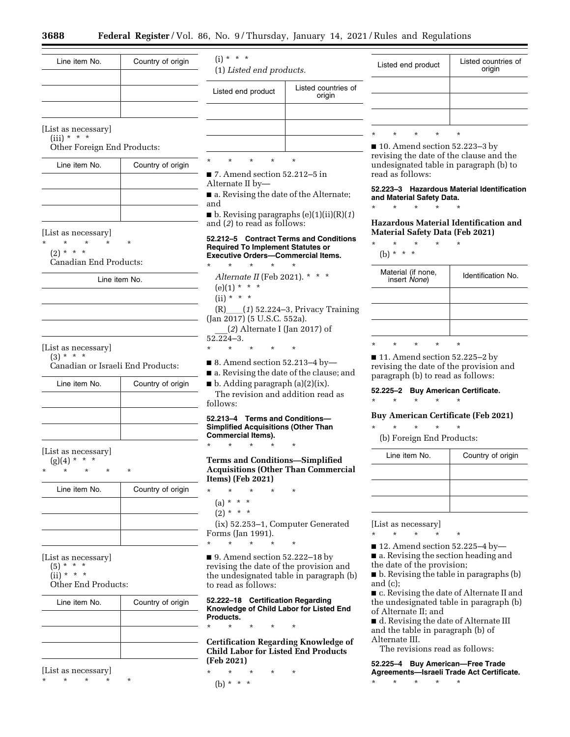| Line item No. | Country of origin |
| --- | --- |
| | |
| | |
| | |

[List as necessary]

(iii) * * *

Other Foreign End Products:

| Line item No. | Country of origin |
| --- | --- |
| | |
| | |
| | |

[List as necessary]

\* \* \* \* \*

(2) * * *

Canadian End Products:

| Line item No. |
| --- |
| |
| |
| |

[List as necessary]

(3) * * *

Canadian or Israeli End Products:

| Line item No. | Country of origin |
| --- | --- |
| | |
| | |
| | |

[List as necessary]

(g)(4) * * *

\* \* \* \* \*

| Line item No. | Country of origin |
| --- | --- |
| | |
| | |
| | |

[List as necessary]

(5) * * *

(ii) * * *

Other End Products:

| Line item No. | Country of origin |
| --- | --- |
| | |
| | |
| | |

[List as necessary]

\* \* \* \* \*

(i) * * *

(1) *Listed end products.*

| Listed end product | Listed countries of origin |
| --- | --- |
| | |
| | |
| | |

\* \* \* \* \*

■ 7. Amend section 52.212–5 in Alternate II by—

■ a. Revising the date of the Alternate; and

■ b. Revising paragraphs (e)(1)(ii)(R)(*1*) and (*2*) to read as follows:

**52.212–5 Contract Terms and Conditions Required To Implement Statutes or Executive Orders—Commercial Items.**

\* \* \* \* \*

*Alternate II* (Feb 2021). * * *

(e)(1) * * *

(ii) * * *

(R)\_\_\_\_(*1*) 52.224–3, Privacy Training (Jan 2017) (5 U.S.C. 552a).

\_\_\_(*2*) Alternate I (Jan 2017) of 52.224–3.

\* \* \* \* \*

■ 8. Amend section 52.213–4 by—

■ a. Revising the date of the clause; and

■ b. Adding paragraph (a)(2)(ix).

The revision and addition read as follows:

**52.213–4 Terms and Conditions—Simplified Acquisitions (Other Than Commercial Items).**

\* \* \* \* \*

**Terms and Conditions—Simplified Acquisitions (Other Than Commercial Items) (Feb 2021)**

\* \* \* \* \*

(a) * * *

(2) * * *

(ix) 52.253–1, Computer Generated Forms (Jan 1991).

\* \* \* \* \*

■ 9. Amend section 52.222–18 by revising the date of the provision and the undesignated table in paragraph (b) to read as follows:

**52.222–18 Certification Regarding Knowledge of Child Labor for Listed End Products.**

\* \* \* \* \*

**Certification Regarding Knowledge of Child Labor for Listed End Products (Feb 2021)**

\* \* \* \* \*

(b) * * *

| Listed end product | Listed countries of origin |
| --- | --- |
| | |
| | |
| | |

\* \* \* \* \*

■ 10. Amend section 52.223–3 by revising the date of the clause and the undesignated table in paragraph (b) to read as follows:

**52.223–3 Hazardous Material Identification and Material Safety Data.**

\* \* \* \* \*

**Hazardous Material Identification and Material Safety Data (Feb 2021)**

\* \* \* \* \*

(b) * * *

| Material (if none, insert *None*) | Identification No. |
| --- | --- |
| | |
| | |
| | |

\* \* \* \* \*

■ 11. Amend section 52.225–2 by revising the date of the provision and paragraph (b) to read as follows:

**52.225–2 Buy American Certificate.**

\* \* \* \* \*

**Buy American Certificate (Feb 2021)**

\* \* \* \* \*

(b) Foreign End Products:

| Line item No. | Country of origin |
| --- | --- |
| | |
| | |
| | |

[List as necessary]

\* \* \* \* \*

■ 12. Amend section 52.225–4 by—

■ a. Revising the section heading and the date of the provision;

■ b. Revising the table in paragraphs (b) and (c);

■ c. Revising the date of Alternate II and the undesignated table in paragraph (b) of Alternate II; and

■ d. Revising the date of Alternate III and the table in paragraph (b) of Alternate III.

The revisions read as follows:

**52.225–4 Buy American—Free Trade Agreements—Israeli Trade Act Certificate.**

\* \* \* \* \*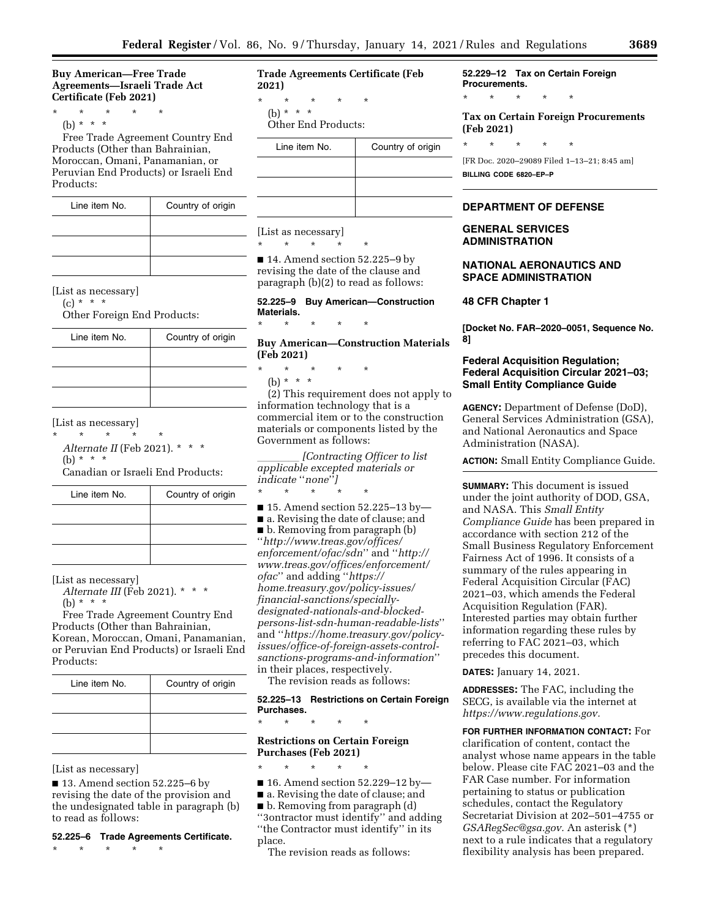**Buy American—Free Trade Agreements—Israeli Trade Act Certificate (Feb 2021)**

\* \* \* \* \*

(b) \* \* \*

Free Trade Agreement Country End Products (Other than Bahrainian, Moroccan, Omani, Panamanian, or Peruvian End Products) or Israeli End Products:

| Line item No. | Country of origin |
|---|---|
| | |
| | |
| | |

[List as necessary]

(c) \* \* \*

Other Foreign End Products:

| Line item No. | Country of origin |
|---|---|
| | |
| | |
| | |

[List as necessary]

\* \* \* \* \*

*Alternate II* (Feb 2021). \* \* \*

(b) \* \* \*

Canadian or Israeli End Products:

| Line item No. | Country of origin |
|---|---|
| | |
| | |
| | |

[List as necessary]

*Alternate III* (Feb 2021). \* \* \*

(b) \* \* \*

Free Trade Agreement Country End Products (Other than Bahrainian, Korean, Moroccan, Omani, Panamanian, or Peruvian End Products) or Israeli End Products:

| Line item No. | Country of origin |
|---|---|
| | |
| | |
| | |

[List as necessary]

■ 13. Amend section 52.225–6 by revising the date of the provision and the undesignated table in paragraph (b) to read as follows:

**52.225–6 Trade Agreements Certificate.**

\* \* \* \* \*

**Trade Agreements Certificate (Feb 2021)**

\* \* \* \* \*

(b) \* \* \*

Other End Products:

| Line item No. | Country of origin |
|---|---|
| | |
| | |
| | |

[List as necessary]

\* \* \* \* \*

■ 14. Amend section 52.225–9 by revising the date of the clause and paragraph (b)(2) to read as follows:

**52.225–9 Buy American—Construction Materials.**

\* \* \* \* \*

**Buy American—Construction Materials (Feb 2021)**

\* \* \* \* \*

(b) \* \* \*

(2) This requirement does not apply to information technology that is a commercial item or to the construction materials or components listed by the Government as follows:

\_\_\_\_\_\_\_\_ *[Contracting Officer to list applicable excepted materials or indicate "none"]*

\* \* \* \* \*

■ 15. Amend section 52.225–13 by—

■ a. Revising the date of clause; and

■ b. Removing from paragraph (b) "*http://www.treas.gov/offices/enforcement/ofac/sdn*" and "*http://www.treas.gov/offices/enforcement/ofac*" and adding "*https://home.treasury.gov/policy-issues/financial-sanctions/specially-designated-nationals-and-blocked-persons-list-sdn-human-readable-lists*" and "*https://home.treasury.gov/policy-issues/office-of-foreign-assets-control-sanctions-programs-and-information*" in their places, respectively.

The revision reads as follows:

**52.225–13 Restrictions on Certain Foreign Purchases.**

\* \* \* \* \*

**Restrictions on Certain Foreign Purchases (Feb 2021)**

\* \* \* \* \*

■ 16. Amend section 52.229–12 by—

■ a. Revising the date of clause; and

■ b. Removing from paragraph (d) "3ontractor must identify" and adding "the Contractor must identify" in its place.

The revision reads as follows:

**52.229–12 Tax on Certain Foreign Procurements.**

\* \* \* \* \*

**Tax on Certain Foreign Procurements (Feb 2021)**

\* \* \* \* \*

[FR Doc. 2020–29089 Filed 1–13–21; 8:45 am]

**BILLING CODE 6820–EP–P**

**DEPARTMENT OF DEFENSE**

**GENERAL SERVICES ADMINISTRATION**

**NATIONAL AERONAUTICS AND SPACE ADMINISTRATION**

**48 CFR Chapter 1**

**[Docket No. FAR–2020–0051, Sequence No. 8]**

## Federal Acquisition Regulation; Federal Acquisition Circular 2021–03; Small Entity Compliance Guide

**AGENCY:** Department of Defense (DoD), General Services Administration (GSA), and National Aeronautics and Space Administration (NASA).

**ACTION:** Small Entity Compliance Guide.

**SUMMARY:** This document is issued under the joint authority of DOD, GSA, and NASA. This *Small Entity Compliance Guide* has been prepared in accordance with section 212 of the Small Business Regulatory Enforcement Fairness Act of 1996. It consists of a summary of the rules appearing in Federal Acquisition Circular (FAC) 2021–03, which amends the Federal Acquisition Regulation (FAR). Interested parties may obtain further information regarding these rules by referring to FAC 2021–03, which precedes this document.

**DATES:** January 14, 2021.

**ADDRESSES:** The FAC, including the SECG, is available via the internet at *https://www.regulations.gov.*

**FOR FURTHER INFORMATION CONTACT:** For clarification of content, contact the analyst whose name appears in the table below. Please cite FAC 2021–03 and the FAR Case number. For information pertaining to status or publication schedules, contact the Regulatory Secretariat Division at 202–501–4755 or *GSARegSec@gsa.gov.* An asterisk (\*) next to a rule indicates that a regulatory flexibility analysis has been prepared.